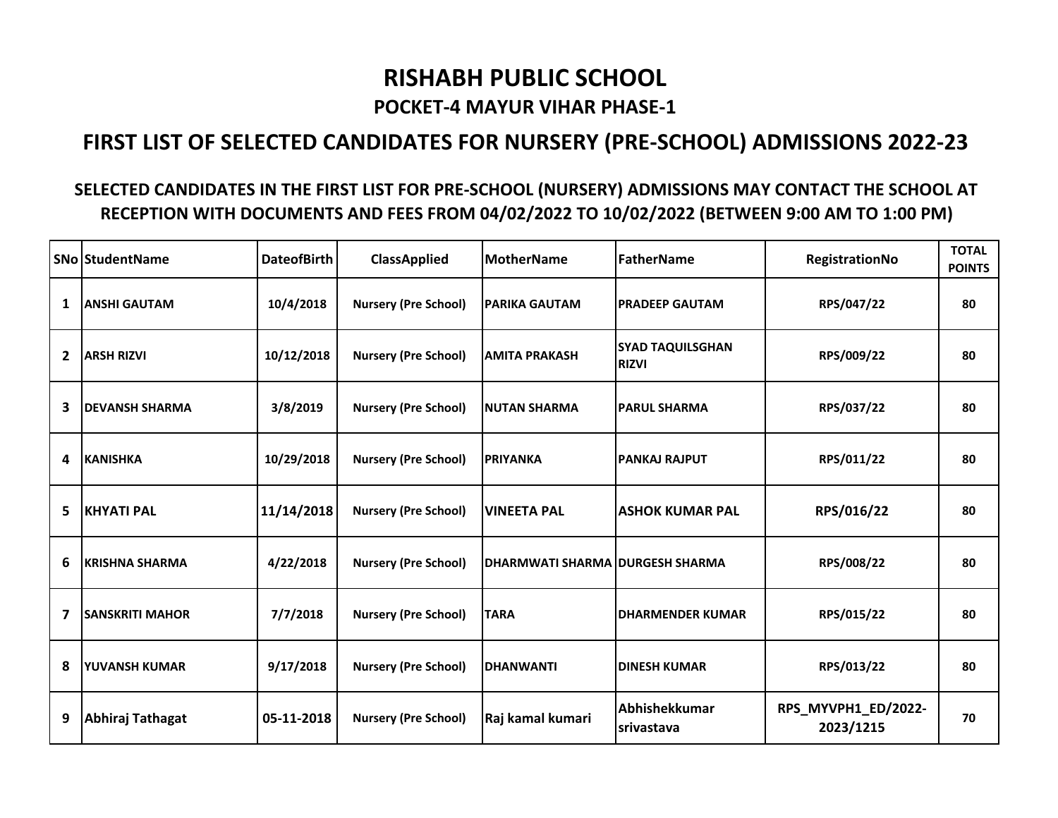# RISHABH PUBLIC SCHOOL

## POCKET-4 MAYUR VIHAR PHASE-1

## FIRST LIST OF SELECTED CANDIDATES FOR NURSERY (PRE-SCHOOL) ADMISSIONS 2022-23

### SELECTED CANDIDATES IN THE FIRST LIST FOR PRE-SCHOOL (NURSERY) ADMISSIONS MAY CONTACT THE SCHOOL AT RECEPTION WITH DOCUMENTS AND FEES FROM 04/02/2022 TO 10/02/2022 (BETWEEN 9:00 AM TO 1:00 PM)

| SNo | StudentName | DateofBirth | ClassApplied | MotherName | FatherName | RegistrationNo | TOTAL POINTS |
|---|---|---|---|---|---|---|---|
| 1 | ANSHI GAUTAM | 10/4/2018 | Nursery (Pre School) | PARIKA GAUTAM | PRADEEP GAUTAM | RPS/047/22 | 80 |
| 2 | ARSH RIZVI | 10/12/2018 | Nursery (Pre School) | AMITA PRAKASH | SYAD TAQUILSGHAN RIZVI | RPS/009/22 | 80 |
| 3 | DEVANSH SHARMA | 3/8/2019 | Nursery (Pre School) | NUTAN SHARMA | PARUL SHARMA | RPS/037/22 | 80 |
| 4 | KANISHKA | 10/29/2018 | Nursery (Pre School) | PRIYANKA | PANKAJ RAJPUT | RPS/011/22 | 80 |
| 5 | KHYATI PAL | 11/14/2018 | Nursery (Pre School) | VINEETA PAL | ASHOK KUMAR PAL | RPS/016/22 | 80 |
| 6 | KRISHNA SHARMA | 4/22/2018 | Nursery (Pre School) | DHARMWATI SHARMA | DURGESH SHARMA | RPS/008/22 | 80 |
| 7 | SANSKRITI MAHOR | 7/7/2018 | Nursery (Pre School) | TARA | DHARMENDER KUMAR | RPS/015/22 | 80 |
| 8 | YUVANSH KUMAR | 9/17/2018 | Nursery (Pre School) | DHANWANTI | DINESH KUMAR | RPS/013/22 | 80 |
| 9 | Abhiraj Tathagat | 05-11-2018 | Nursery (Pre School) | Raj kamal kumari | Abhishekkumar srivastava | RPS_MYVPH1_ED/2022-2023/1215 | 70 |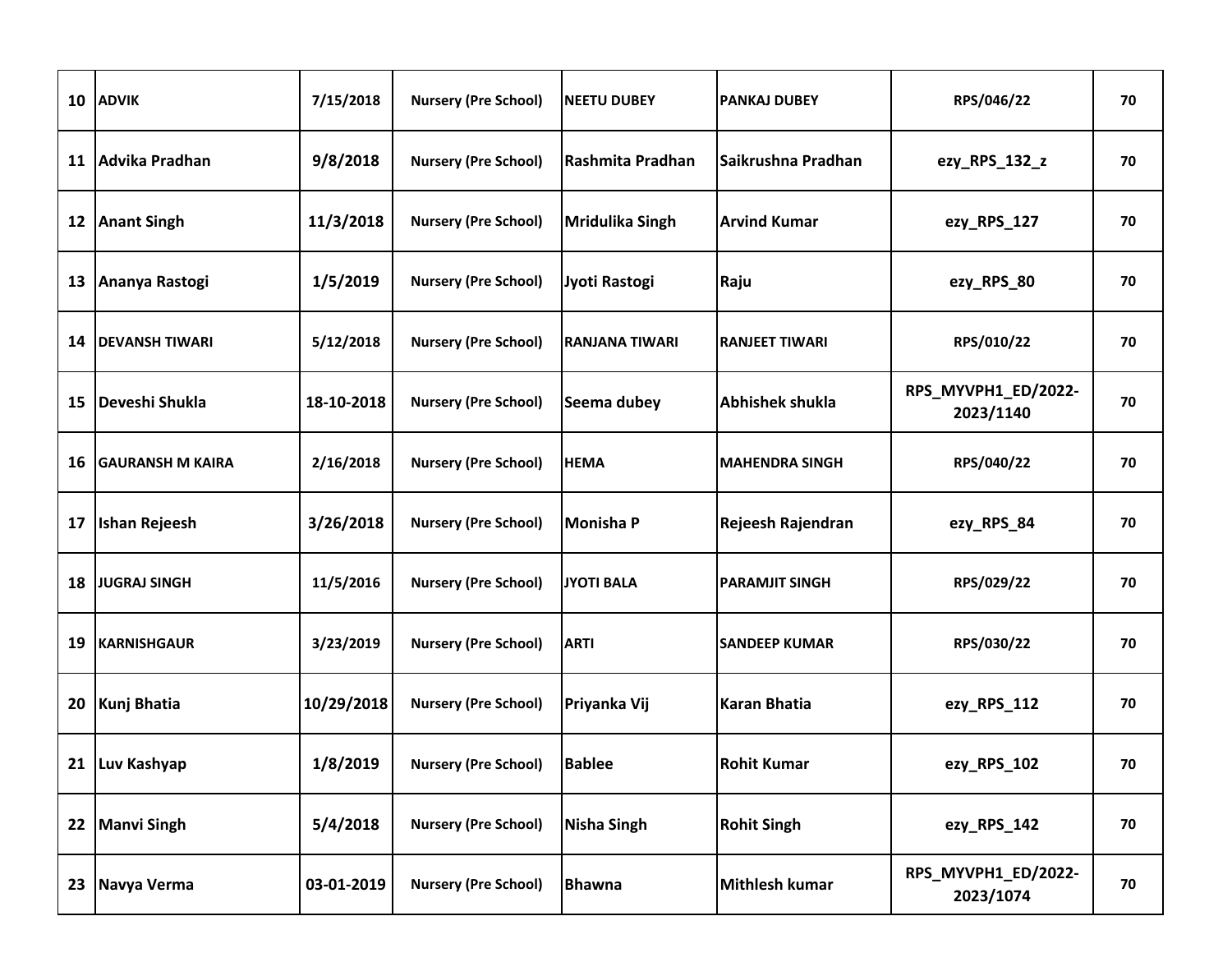| 10 | ADVIK | 7/15/2018 | Nursery (Pre School) | NEETU DUBEY | PANKAJ DUBEY | RPS/046/22 | 70 |
|---|---|---|---|---|---|---|---|
| 11 | Advika Pradhan | 9/8/2018 | Nursery (Pre School) | Rashmita Pradhan | Saikrushna Pradhan | ezy_RPS_132_z | 70 |
| 12 | Anant Singh | 11/3/2018 | Nursery (Pre School) | Mridulika Singh | Arvind Kumar | ezy_RPS_127 | 70 |
| 13 | Ananya Rastogi | 1/5/2019 | Nursery (Pre School) | Jyoti Rastogi | Raju | ezy_RPS_80 | 70 |
| 14 | DEVANSH TIWARI | 5/12/2018 | Nursery (Pre School) | RANJANA TIWARI | RANJEET TIWARI | RPS/010/22 | 70 |
| 15 | Deveshi Shukla | 18-10-2018 | Nursery (Pre School) | Seema dubey | Abhishek shukla | RPS_MYVPH1_ED/2022-2023/1140 | 70 |
| 16 | GAURANSH M KAIRA | 2/16/2018 | Nursery (Pre School) | HEMA | MAHENDRA SINGH | RPS/040/22 | 70 |
| 17 | Ishan Rejeesh | 3/26/2018 | Nursery (Pre School) | Monisha P | Rejeesh Rajendran | ezy_RPS_84 | 70 |
| 18 | JUGRAJ SINGH | 11/5/2016 | Nursery (Pre School) | JYOTI BALA | PARAMJIT SINGH | RPS/029/22 | 70 |
| 19 | KARNISHGAUR | 3/23/2019 | Nursery (Pre School) | ARTI | SANDEEP KUMAR | RPS/030/22 | 70 |
| 20 | Kunj Bhatia | 10/29/2018 | Nursery (Pre School) | Priyanka Vij | Karan Bhatia | ezy_RPS_112 | 70 |
| 21 | Luv Kashyap | 1/8/2019 | Nursery (Pre School) | Bablee | Rohit Kumar | ezy_RPS_102 | 70 |
| 22 | Manvi Singh | 5/4/2018 | Nursery (Pre School) | Nisha Singh | Rohit Singh | ezy_RPS_142 | 70 |
| 23 | Navya Verma | 03-01-2019 | Nursery (Pre School) | Bhawna | Mithlesh kumar | RPS_MYVPH1_ED/2022-2023/1074 | 70 |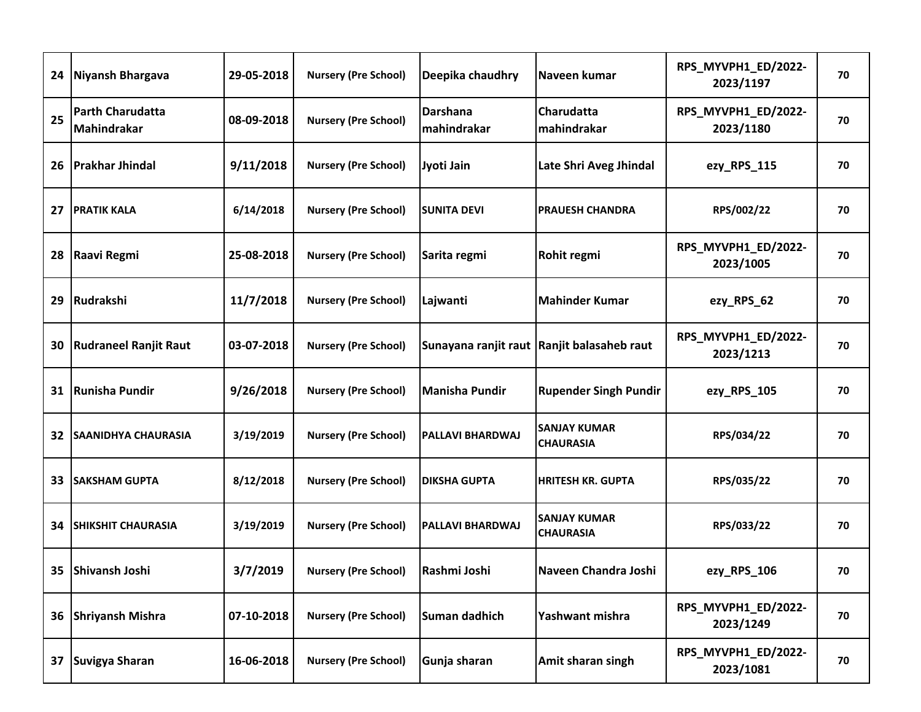| 24 | Niyansh Bhargava | 29-05-2018 | Nursery (Pre School) | Deepika chaudhry | Naveen kumar | RPS_MYVPH1_ED/2022-2023/1197 | 70 |
|---|---|---|---|---|---|---|---|
| 25 | Parth Charudatta Mahindrakar | 08-09-2018 | Nursery (Pre School) | Darshana mahindrakar | Charudatta mahindrakar | RPS_MYVPH1_ED/2022-2023/1180 | 70 |
| 26 | Prakhar Jhindal | 9/11/2018 | Nursery (Pre School) | Jyoti Jain | Late Shri Aveg Jhindal | ezy_RPS_115 | 70 |
| 27 | PRATIK KALA | 6/14/2018 | Nursery (Pre School) | SUNITA DEVI | PRAUESH CHANDRA | RPS/002/22 | 70 |
| 28 | Raavi Regmi | 25-08-2018 | Nursery (Pre School) | Sarita regmi | Rohit regmi | RPS_MYVPH1_ED/2022-2023/1005 | 70 |
| 29 | Rudrakshi | 11/7/2018 | Nursery (Pre School) | Lajwanti | Mahinder Kumar | ezy_RPS_62 | 70 |
| 30 | Rudraneel Ranjit Raut | 03-07-2018 | Nursery (Pre School) | Sunayana ranjit raut | Ranjit balasaheb raut | RPS_MYVPH1_ED/2022-2023/1213 | 70 |
| 31 | Runisha Pundir | 9/26/2018 | Nursery (Pre School) | Manisha Pundir | Rupender Singh Pundir | ezy_RPS_105 | 70 |
| 32 | SAANIDHYA CHAURASIA | 3/19/2019 | Nursery (Pre School) | PALLAVI BHARDWAJ | SANJAY KUMAR CHAURASIA | RPS/034/22 | 70 |
| 33 | SAKSHAM GUPTA | 8/12/2018 | Nursery (Pre School) | DIKSHA GUPTA | HRITESH KR. GUPTA | RPS/035/22 | 70 |
| 34 | SHIKSHIT CHAURASIA | 3/19/2019 | Nursery (Pre School) | PALLAVI BHARDWAJ | SANJAY KUMAR CHAURASIA | RPS/033/22 | 70 |
| 35 | Shivansh Joshi | 3/7/2019 | Nursery (Pre School) | Rashmi Joshi | Naveen Chandra Joshi | ezy_RPS_106 | 70 |
| 36 | Shriyansh Mishra | 07-10-2018 | Nursery (Pre School) | Suman dadhich | Yashwant mishra | RPS_MYVPH1_ED/2022-2023/1249 | 70 |
| 37 | Suvigya Sharan | 16-06-2018 | Nursery (Pre School) | Gunja sharan | Amit sharan singh | RPS_MYVPH1_ED/2022-2023/1081 | 70 |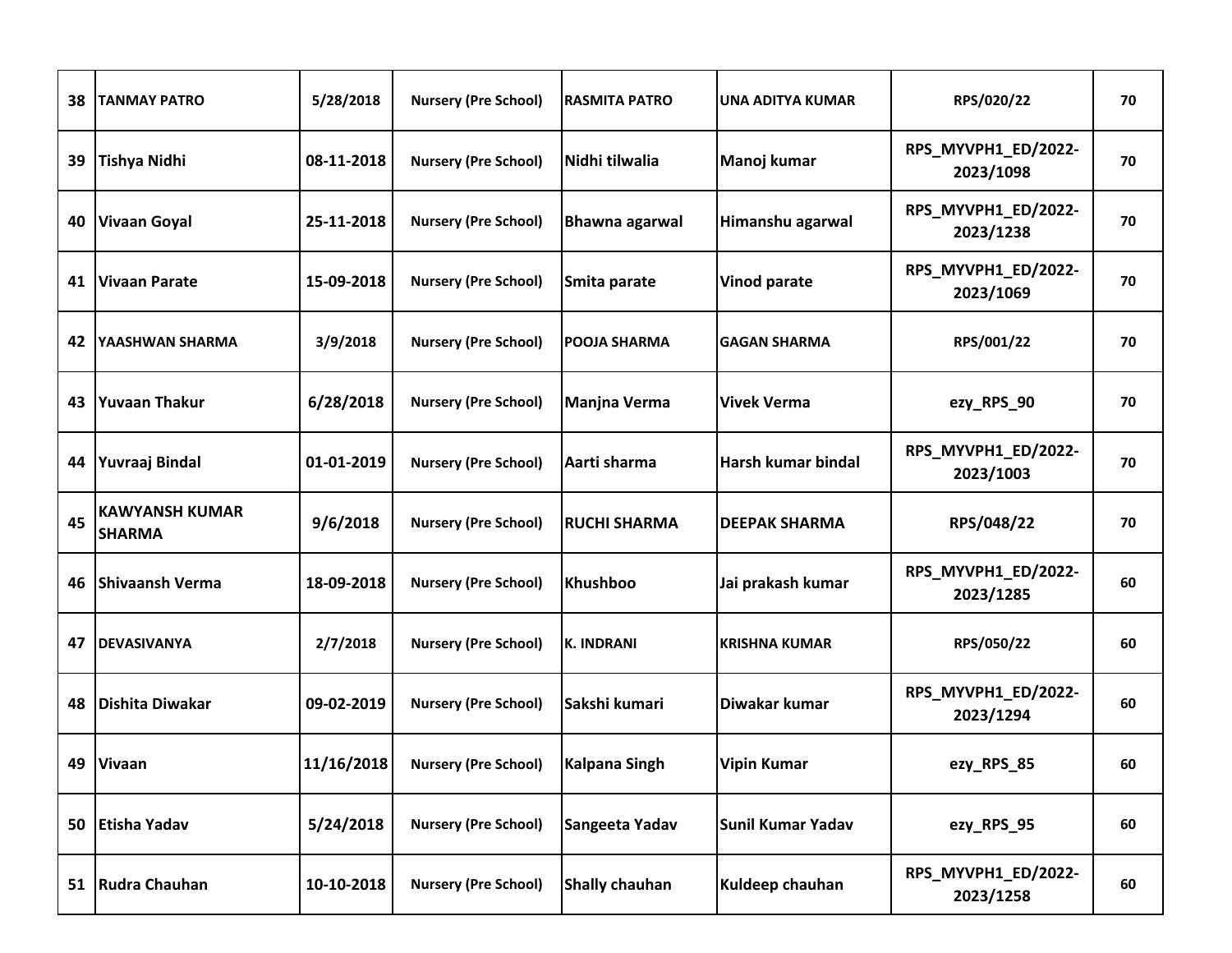| | | | | | | | |
|---|---|---|---|---|---|---|---|
| 38 | TANMAY PATRO | 5/28/2018 | Nursery (Pre School) | RASMITA PATRO | UNA ADITYA KUMAR | RPS/020/22 | 70 |
| 39 | Tishya Nidhi | 08-11-2018 | Nursery (Pre School) | Nidhi tilwalia | Manoj kumar | RPS_MYVPH1_ED/2022-2023/1098 | 70 |
| 40 | Vivaan Goyal | 25-11-2018 | Nursery (Pre School) | Bhawna agarwal | Himanshu agarwal | RPS_MYVPH1_ED/2022-2023/1238 | 70 |
| 41 | Vivaan Parate | 15-09-2018 | Nursery (Pre School) | Smita parate | Vinod parate | RPS_MYVPH1_ED/2022-2023/1069 | 70 |
| 42 | YAASHWAN SHARMA | 3/9/2018 | Nursery (Pre School) | POOJA SHARMA | GAGAN SHARMA | RPS/001/22 | 70 |
| 43 | Yuvaan Thakur | 6/28/2018 | Nursery (Pre School) | Manjna Verma | Vivek Verma | ezy_RPS_90 | 70 |
| 44 | Yuvraaj Bindal | 01-01-2019 | Nursery (Pre School) | Aarti sharma | Harsh kumar bindal | RPS_MYVPH1_ED/2022-2023/1003 | 70 |
| 45 | KAWYANSH KUMAR SHARMA | 9/6/2018 | Nursery (Pre School) | RUCHI SHARMA | DEEPAK SHARMA | RPS/048/22 | 70 |
| 46 | Shivaansh Verma | 18-09-2018 | Nursery (Pre School) | Khushboo | Jai prakash kumar | RPS_MYVPH1_ED/2022-2023/1285 | 60 |
| 47 | DEVASIVANYA | 2/7/2018 | Nursery (Pre School) | K. INDRANI | KRISHNA KUMAR | RPS/050/22 | 60 |
| 48 | Dishita Diwakar | 09-02-2019 | Nursery (Pre School) | Sakshi kumari | Diwakar kumar | RPS_MYVPH1_ED/2022-2023/1294 | 60 |
| 49 | Vivaan | 11/16/2018 | Nursery (Pre School) | Kalpana Singh | Vipin Kumar | ezy_RPS_85 | 60 |
| 50 | Etisha Yadav | 5/24/2018 | Nursery (Pre School) | Sangeeta Yadav | Sunil Kumar Yadav | ezy_RPS_95 | 60 |
| 51 | Rudra Chauhan | 10-10-2018 | Nursery (Pre School) | Shally chauhan | Kuldeep chauhan | RPS_MYVPH1_ED/2022-2023/1258 | 60 |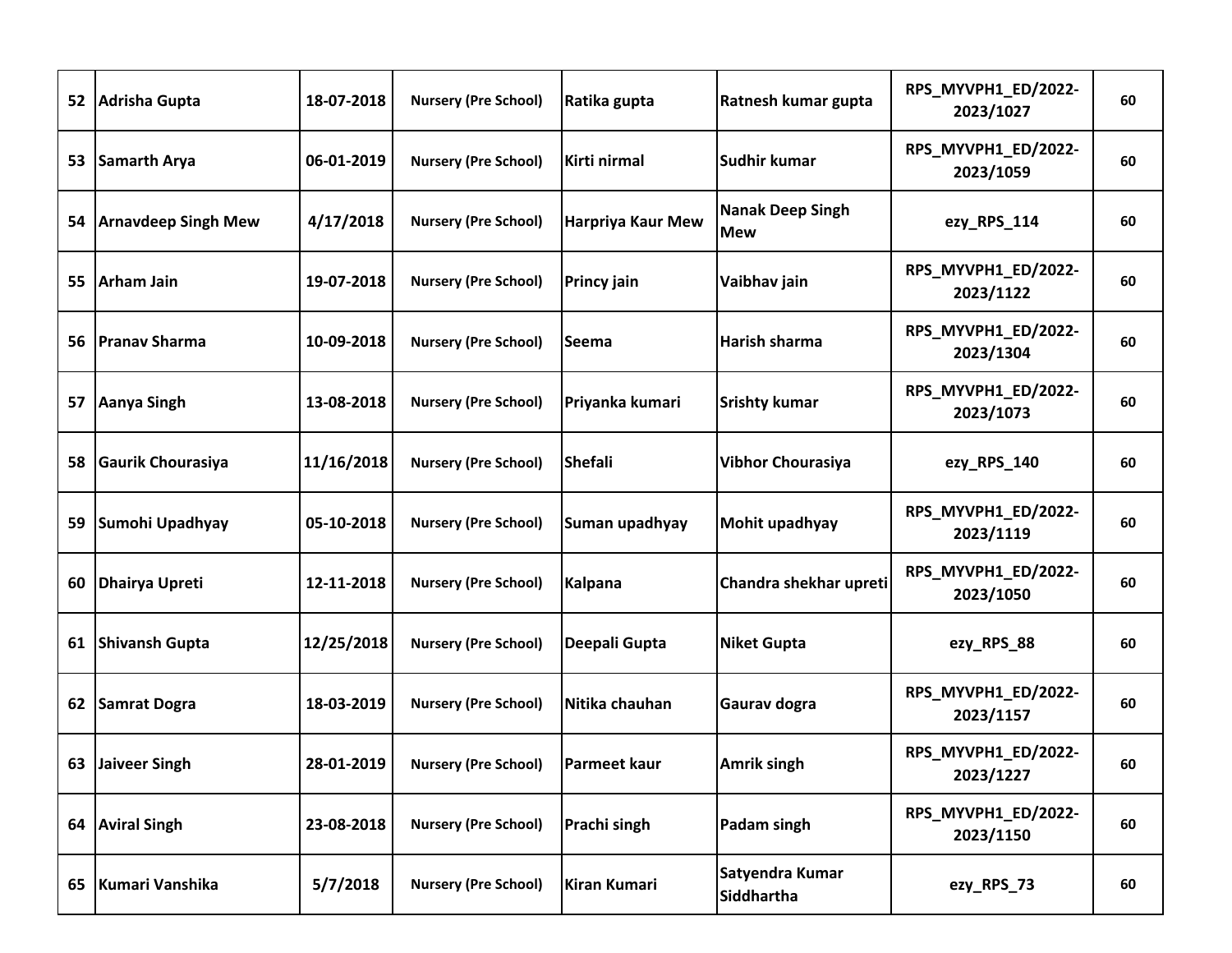| | | | | | | | |
|---|---|---|---|---|---|---|---|
| 52 | Adrisha Gupta | 18-07-2018 | Nursery (Pre School) | Ratika gupta | Ratnesh kumar gupta | RPS_MYVPH1_ED/2022-2023/1027 | 60 |
| 53 | Samarth Arya | 06-01-2019 | Nursery (Pre School) | Kirti nirmal | Sudhir kumar | RPS_MYVPH1_ED/2022-2023/1059 | 60 |
| 54 | Arnavdeep Singh Mew | 4/17/2018 | Nursery (Pre School) | Harpriya Kaur Mew | Nanak Deep Singh Mew | ezy_RPS_114 | 60 |
| 55 | Arham Jain | 19-07-2018 | Nursery (Pre School) | Princy jain | Vaibhav jain | RPS_MYVPH1_ED/2022-2023/1122 | 60 |
| 56 | Pranav Sharma | 10-09-2018 | Nursery (Pre School) | Seema | Harish sharma | RPS_MYVPH1_ED/2022-2023/1304 | 60 |
| 57 | Aanya Singh | 13-08-2018 | Nursery (Pre School) | Priyanka kumari | Srishty kumar | RPS_MYVPH1_ED/2022-2023/1073 | 60 |
| 58 | Gaurik Chourasiya | 11/16/2018 | Nursery (Pre School) | Shefali | Vibhor Chourasiya | ezy_RPS_140 | 60 |
| 59 | Sumohi Upadhyay | 05-10-2018 | Nursery (Pre School) | Suman upadhyay | Mohit upadhyay | RPS_MYVPH1_ED/2022-2023/1119 | 60 |
| 60 | Dhairya Upreti | 12-11-2018 | Nursery (Pre School) | Kalpana | Chandra shekhar upreti | RPS_MYVPH1_ED/2022-2023/1050 | 60 |
| 61 | Shivansh Gupta | 12/25/2018 | Nursery (Pre School) | Deepali Gupta | Niket Gupta | ezy_RPS_88 | 60 |
| 62 | Samrat Dogra | 18-03-2019 | Nursery (Pre School) | Nitika chauhan | Gaurav dogra | RPS_MYVPH1_ED/2022-2023/1157 | 60 |
| 63 | Jaiveer Singh | 28-01-2019 | Nursery (Pre School) | Parmeet kaur | Amrik singh | RPS_MYVPH1_ED/2022-2023/1227 | 60 |
| 64 | Aviral Singh | 23-08-2018 | Nursery (Pre School) | Prachi singh | Padam singh | RPS_MYVPH1_ED/2022-2023/1150 | 60 |
| 65 | Kumari Vanshika | 5/7/2018 | Nursery (Pre School) | Kiran Kumari | Satyendra Kumar Siddhartha | ezy_RPS_73 | 60 |